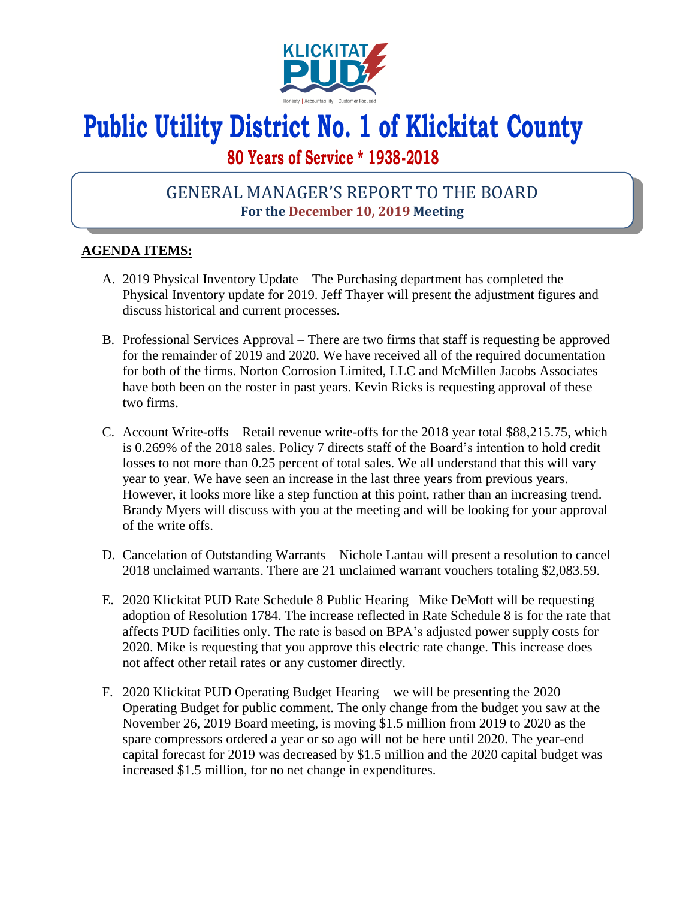# Public Utility District No. 1 of Klickitat County

## 80 Years of Service * 1938-2018

## GENERAL MANAGER'S REPORT TO THE BOARD

**For the December 10, 2019 Meeting**

**AGENDA ITEMS:**

A. 2019 Physical Inventory Update – The Purchasing department has completed the Physical Inventory update for 2019. Jeff Thayer will present the adjustment figures and discuss historical and current processes.

B. Professional Services Approval – There are two firms that staff is requesting be approved for the remainder of 2019 and 2020. We have received all of the required documentation for both of the firms. Norton Corrosion Limited, LLC and McMillen Jacobs Associates have both been on the roster in past years. Kevin Ricks is requesting approval of these two firms.

C. Account Write-offs – Retail revenue write-offs for the 2018 year total $88,215.75, which is 0.269% of the 2018 sales. Policy 7 directs staff of the Board's intention to hold credit losses to not more than 0.25 percent of total sales. We all understand that this will vary year to year. We have seen an increase in the last three years from previous years. However, it looks more like a step function at this point, rather than an increasing trend. Brandy Myers will discuss with you at the meeting and will be looking for your approval of the write offs.

D. Cancelation of Outstanding Warrants – Nichole Lantau will present a resolution to cancel 2018 unclaimed warrants. There are 21 unclaimed warrant vouchers totaling $2,083.59.

E. 2020 Klickitat PUD Rate Schedule 8 Public Hearing– Mike DeMott will be requesting adoption of Resolution 1784. The increase reflected in Rate Schedule 8 is for the rate that affects PUD facilities only. The rate is based on BPA's adjusted power supply costs for 2020. Mike is requesting that you approve this electric rate change. This increase does not affect other retail rates or any customer directly.

F. 2020 Klickitat PUD Operating Budget Hearing – we will be presenting the 2020 Operating Budget for public comment. The only change from the budget you saw at the November 26, 2019 Board meeting, is moving $1.5 million from 2019 to 2020 as the spare compressors ordered a year or so ago will not be here until 2020. The year-end capital forecast for 2019 was decreased by $1.5 million and the 2020 capital budget was increased $1.5 million, for no net change in expenditures.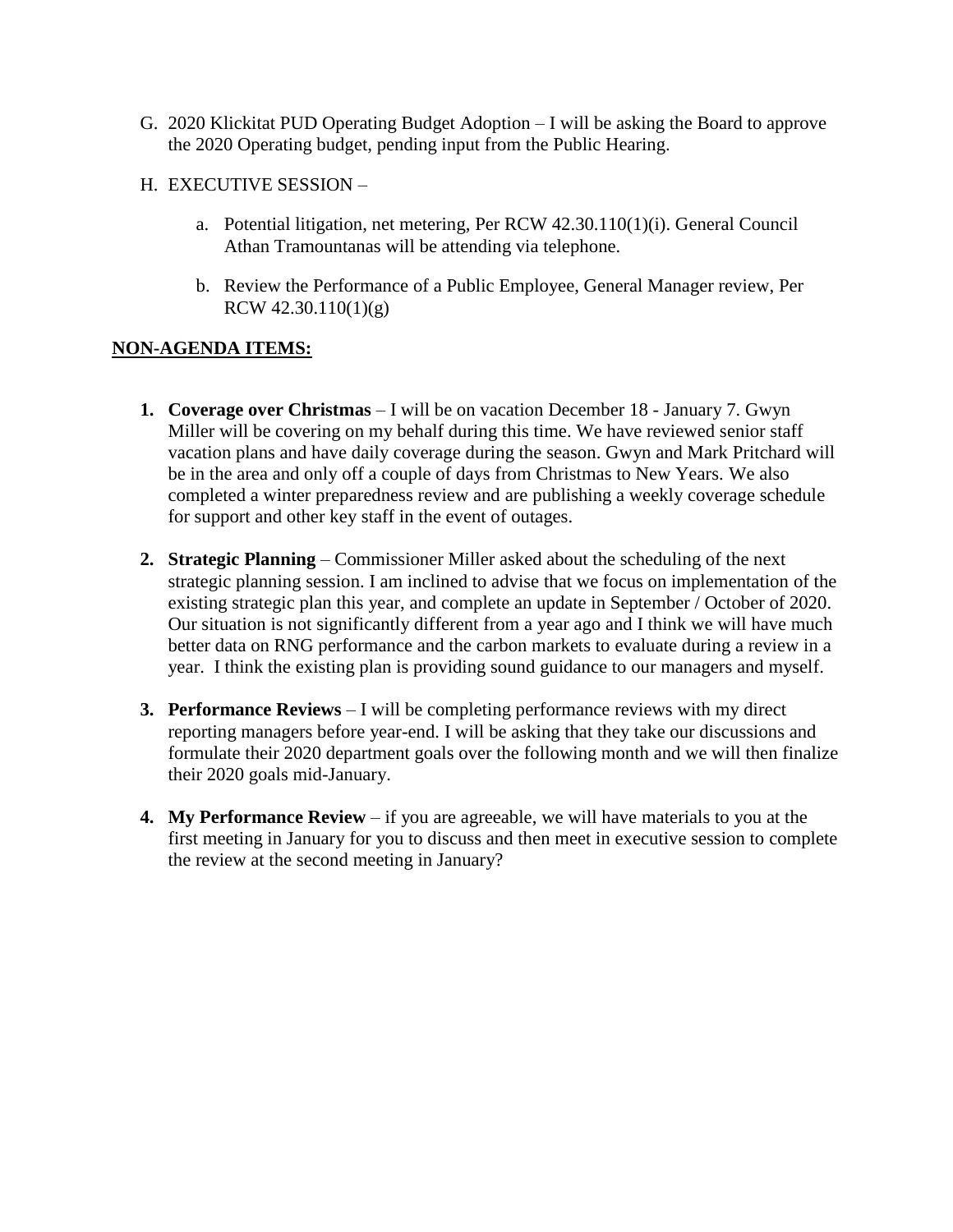G. 2020 Klickitat PUD Operating Budget Adoption – I will be asking the Board to approve the 2020 Operating budget, pending input from the Public Hearing.

H. EXECUTIVE SESSION –

   a. Potential litigation, net metering, Per RCW 42.30.110(1)(i). General Council Athan Tramountanas will be attending via telephone.

   b. Review the Performance of a Public Employee, General Manager review, Per RCW 42.30.110(1)(g)

## NON-AGENDA ITEMS:

1. **Coverage over Christmas** – I will be on vacation December 18 - January 7. Gwyn Miller will be covering on my behalf during this time. We have reviewed senior staff vacation plans and have daily coverage during the season. Gwyn and Mark Pritchard will be in the area and only off a couple of days from Christmas to New Years. We also completed a winter preparedness review and are publishing a weekly coverage schedule for support and other key staff in the event of outages.

2. **Strategic Planning** – Commissioner Miller asked about the scheduling of the next strategic planning session. I am inclined to advise that we focus on implementation of the existing strategic plan this year, and complete an update in September / October of 2020. Our situation is not significantly different from a year ago and I think we will have much better data on RNG performance and the carbon markets to evaluate during a review in a year. I think the existing plan is providing sound guidance to our managers and myself.

3. **Performance Reviews** – I will be completing performance reviews with my direct reporting managers before year-end. I will be asking that they take our discussions and formulate their 2020 department goals over the following month and we will then finalize their 2020 goals mid-January.

4. **My Performance Review** – if you are agreeable, we will have materials to you at the first meeting in January for you to discuss and then meet in executive session to complete the review at the second meeting in January?